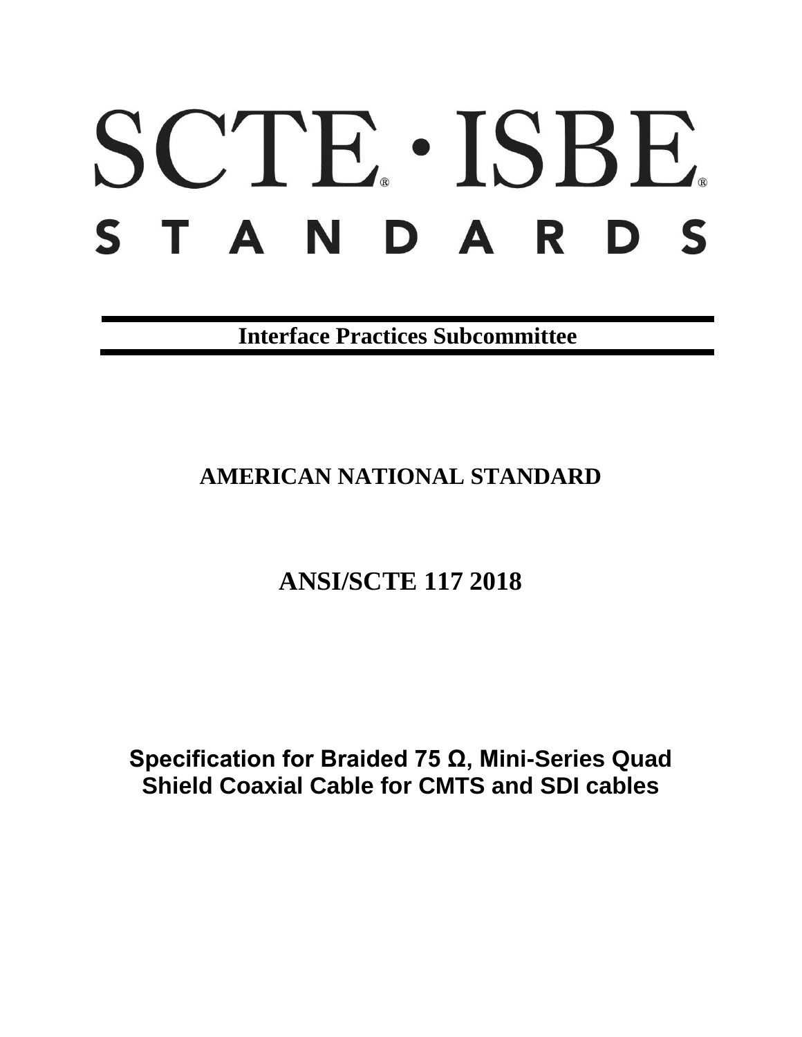# SCTE · ISBE STANDARDS

**Interface Practices Subcommittee**

## AMERICAN NATIONAL STANDARD

## ANSI/SCTE 117 2018

# Specification for Braided 75 Ω, Mini-Series Quad Shield Coaxial Cable for CMTS and SDI cables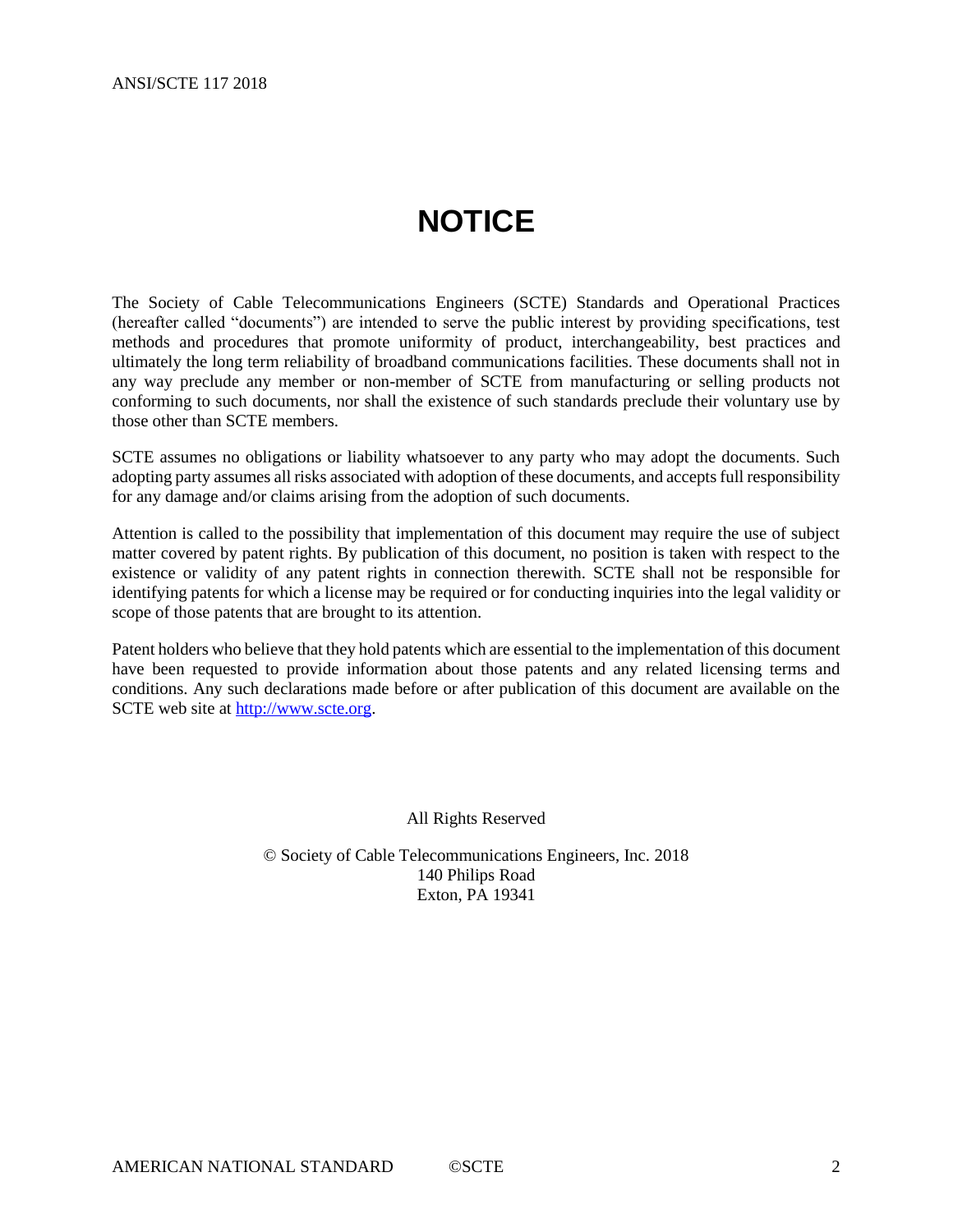# NOTICE

The Society of Cable Telecommunications Engineers (SCTE) Standards and Operational Practices (hereafter called "documents") are intended to serve the public interest by providing specifications, test methods and procedures that promote uniformity of product, interchangeability, best practices and ultimately the long term reliability of broadband communications facilities. These documents shall not in any way preclude any member or non-member of SCTE from manufacturing or selling products not conforming to such documents, nor shall the existence of such standards preclude their voluntary use by those other than SCTE members.

SCTE assumes no obligations or liability whatsoever to any party who may adopt the documents. Such adopting party assumes all risks associated with adoption of these documents, and accepts full responsibility for any damage and/or claims arising from the adoption of such documents.

Attention is called to the possibility that implementation of this document may require the use of subject matter covered by patent rights. By publication of this document, no position is taken with respect to the existence or validity of any patent rights in connection therewith. SCTE shall not be responsible for identifying patents for which a license may be required or for conducting inquiries into the legal validity or scope of those patents that are brought to its attention.

Patent holders who believe that they hold patents which are essential to the implementation of this document have been requested to provide information about those patents and any related licensing terms and conditions. Any such declarations made before or after publication of this document are available on the SCTE web site at http://www.scte.org.

All Rights Reserved

© Society of Cable Telecommunications Engineers, Inc. 2018
140 Philips Road
Exton, PA 19341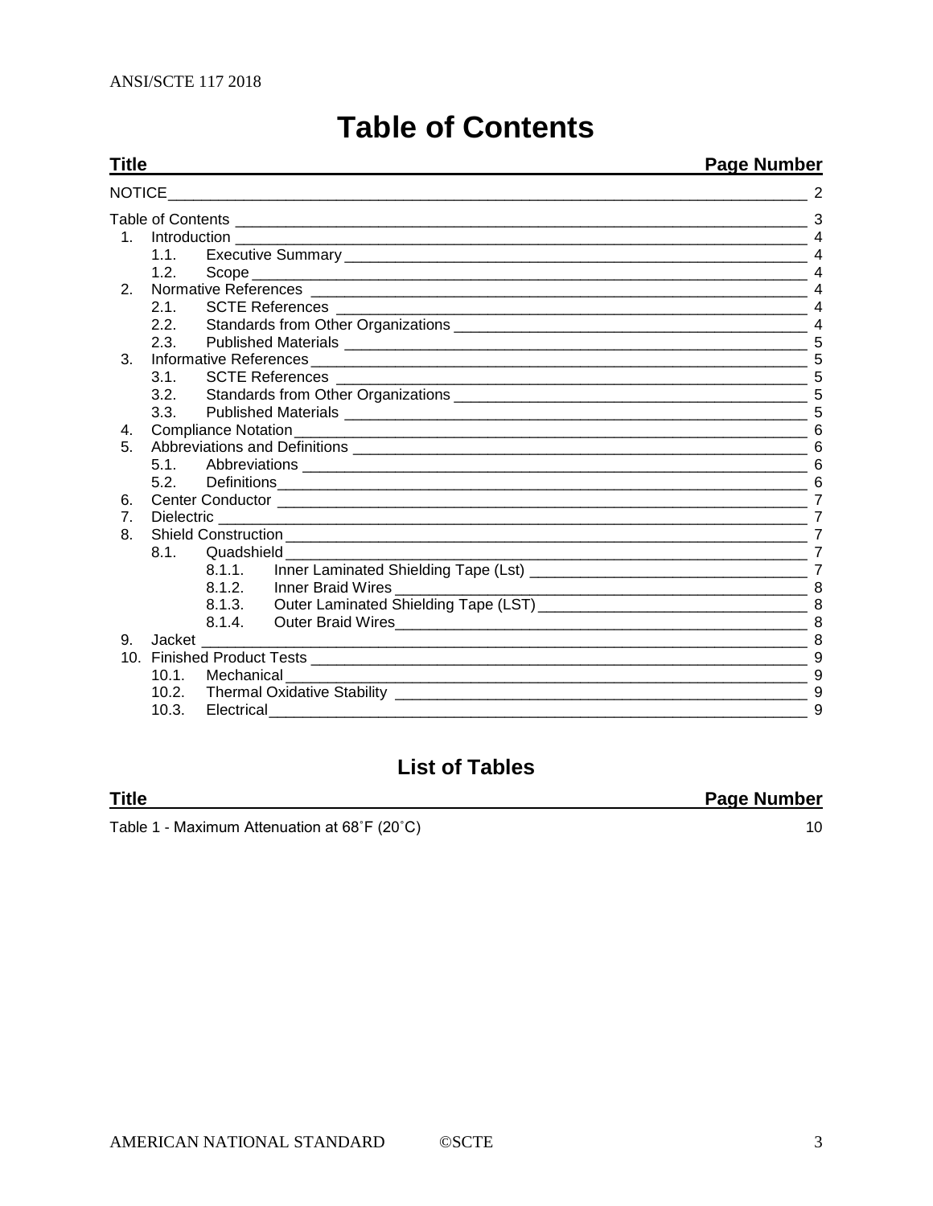# Table of Contents

| Title | Page Number |
|---|---|
| NOTICE | 2 |
| Table of Contents | 3 |
| 1. Introduction | 4 |
| 1.1. Executive Summary | 4 |
| 1.2. Scope | 4 |
| 2. Normative References | 4 |
| 2.1. SCTE References | 4 |
| 2.2. Standards from Other Organizations | 4 |
| 2.3. Published Materials | 5 |
| 3. Informative References | 5 |
| 3.1. SCTE References | 5 |
| 3.2. Standards from Other Organizations | 5 |
| 3.3. Published Materials | 5 |
| 4. Compliance Notation | 6 |
| 5. Abbreviations and Definitions | 6 |
| 5.1. Abbreviations | 6 |
| 5.2. Definitions | 6 |
| 6. Center Conductor | 7 |
| 7. Dielectric | 7 |
| 8. Shield Construction | 7 |
| 8.1. Quadshield | 7 |
| 8.1.1. Inner Laminated Shielding Tape (Lst) | 7 |
| 8.1.2. Inner Braid Wires | 8 |
| 8.1.3. Outer Laminated Shielding Tape (LST) | 8 |
| 8.1.4. Outer Braid Wires | 8 |
| 9. Jacket | 8 |
| 10. Finished Product Tests | 9 |
| 10.1. Mechanical | 9 |
| 10.2. Thermal Oxidative Stability | 9 |
| 10.3. Electrical | 9 |

## List of Tables

| Title | Page Number |
|---|---|
| Table 1 - Maximum Attenuation at 68˚F (20˚C) | 10 |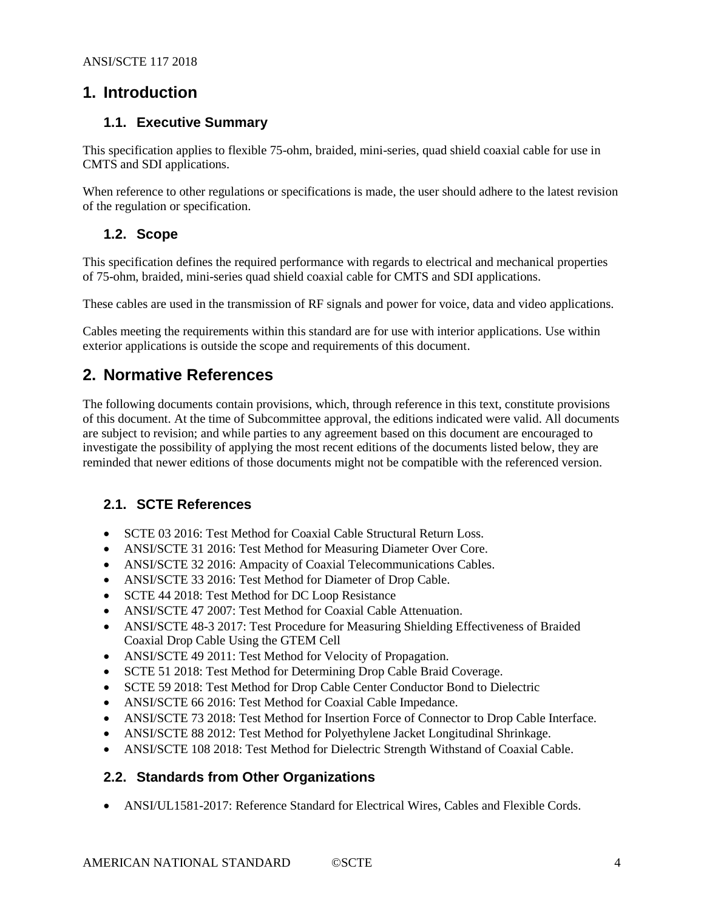# 1. Introduction

## 1.1. Executive Summary

This specification applies to flexible 75-ohm, braided, mini-series, quad shield coaxial cable for use in CMTS and SDI applications.

When reference to other regulations or specifications is made, the user should adhere to the latest revision of the regulation or specification.

## 1.2. Scope

This specification defines the required performance with regards to electrical and mechanical properties of 75-ohm, braided, mini-series quad shield coaxial cable for CMTS and SDI applications.

These cables are used in the transmission of RF signals and power for voice, data and video applications.

Cables meeting the requirements within this standard are for use with interior applications. Use within exterior applications is outside the scope and requirements of this document.

# 2. Normative References

The following documents contain provisions, which, through reference in this text, constitute provisions of this document. At the time of Subcommittee approval, the editions indicated were valid. All documents are subject to revision; and while parties to any agreement based on this document are encouraged to investigate the possibility of applying the most recent editions of the documents listed below, they are reminded that newer editions of those documents might not be compatible with the referenced version.

## 2.1. SCTE References

- SCTE 03 2016: Test Method for Coaxial Cable Structural Return Loss.
- ANSI/SCTE 31 2016: Test Method for Measuring Diameter Over Core.
- ANSI/SCTE 32 2016: Ampacity of Coaxial Telecommunications Cables.
- ANSI/SCTE 33 2016: Test Method for Diameter of Drop Cable.
- SCTE 44 2018: Test Method for DC Loop Resistance
- ANSI/SCTE 47 2007: Test Method for Coaxial Cable Attenuation.
- ANSI/SCTE 48-3 2017: Test Procedure for Measuring Shielding Effectiveness of Braided Coaxial Drop Cable Using the GTEM Cell
- ANSI/SCTE 49 2011: Test Method for Velocity of Propagation.
- SCTE 51 2018: Test Method for Determining Drop Cable Braid Coverage.
- SCTE 59 2018: Test Method for Drop Cable Center Conductor Bond to Dielectric
- ANSI/SCTE 66 2016: Test Method for Coaxial Cable Impedance.
- ANSI/SCTE 73 2018: Test Method for Insertion Force of Connector to Drop Cable Interface.
- ANSI/SCTE 88 2012: Test Method for Polyethylene Jacket Longitudinal Shrinkage.
- ANSI/SCTE 108 2018: Test Method for Dielectric Strength Withstand of Coaxial Cable.

## 2.2. Standards from Other Organizations

- ANSI/UL1581-2017: Reference Standard for Electrical Wires, Cables and Flexible Cords.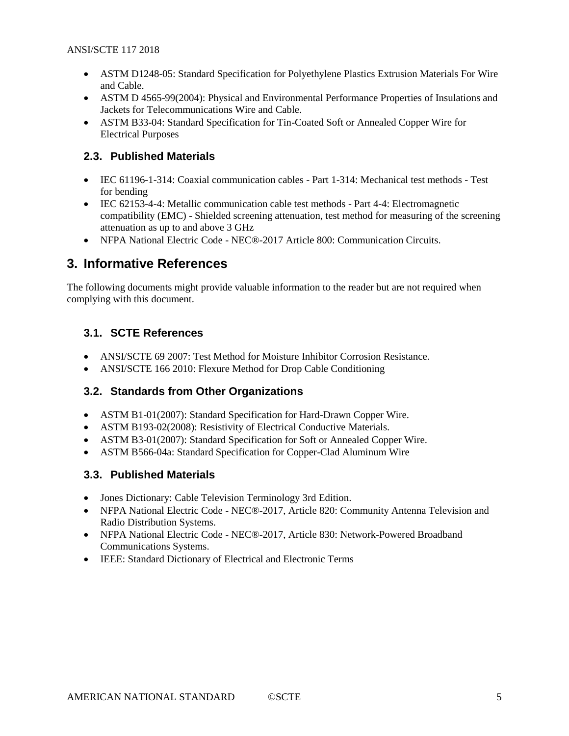- ASTM D1248-05: Standard Specification for Polyethylene Plastics Extrusion Materials For Wire and Cable.
- ASTM D 4565-99(2004): Physical and Environmental Performance Properties of Insulations and Jackets for Telecommunications Wire and Cable.
- ASTM B33-04: Standard Specification for Tin-Coated Soft or Annealed Copper Wire for Electrical Purposes

### 2.3. Published Materials

- IEC 61196-1-314: Coaxial communication cables - Part 1-314: Mechanical test methods - Test for bending
- IEC 62153-4-4: Metallic communication cable test methods - Part 4-4: Electromagnetic compatibility (EMC) - Shielded screening attenuation, test method for measuring of the screening attenuation as up to and above 3 GHz
- NFPA National Electric Code - NEC®-2017 Article 800: Communication Circuits.

## 3. Informative References

The following documents might provide valuable information to the reader but are not required when complying with this document.

### 3.1. SCTE References

- ANSI/SCTE 69 2007: Test Method for Moisture Inhibitor Corrosion Resistance.
- ANSI/SCTE 166 2010: Flexure Method for Drop Cable Conditioning

### 3.2. Standards from Other Organizations

- ASTM B1-01(2007): Standard Specification for Hard-Drawn Copper Wire.
- ASTM B193-02(2008): Resistivity of Electrical Conductive Materials.
- ASTM B3-01(2007): Standard Specification for Soft or Annealed Copper Wire.
- ASTM B566-04a: Standard Specification for Copper-Clad Aluminum Wire

### 3.3. Published Materials

- Jones Dictionary: Cable Television Terminology 3rd Edition.
- NFPA National Electric Code - NEC®-2017, Article 820: Community Antenna Television and Radio Distribution Systems.
- NFPA National Electric Code - NEC®-2017, Article 830: Network-Powered Broadband Communications Systems.
- IEEE: Standard Dictionary of Electrical and Electronic Terms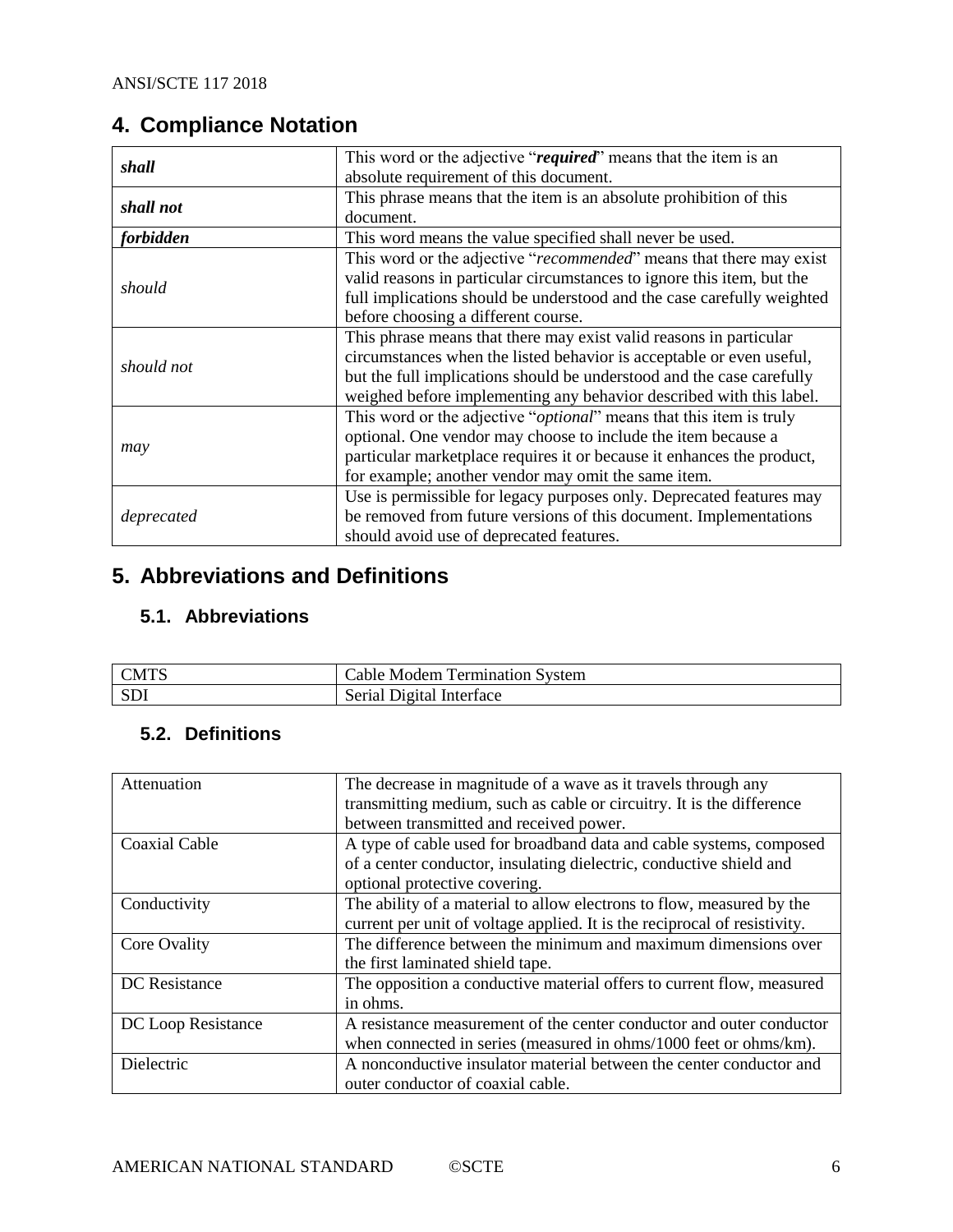# 4. Compliance Notation

| | |
|---|---|
| ***shall*** | This word or the adjective "***required***" means that the item is an absolute requirement of this document. |
| ***shall not*** | This phrase means that the item is an absolute prohibition of this document. |
| ***forbidden*** | This word means the value specified shall never be used. |
| *should* | This word or the adjective "*recommended*" means that there may exist valid reasons in particular circumstances to ignore this item, but the full implications should be understood and the case carefully weighted before choosing a different course. |
| *should not* | This phrase means that there may exist valid reasons in particular circumstances when the listed behavior is acceptable or even useful, but the full implications should be understood and the case carefully weighed before implementing any behavior described with this label. |
| *may* | This word or the adjective "*optional*" means that this item is truly optional. One vendor may choose to include the item because a particular marketplace requires it or because it enhances the product, for example; another vendor may omit the same item. |
| *deprecated* | Use is permissible for legacy purposes only. Deprecated features may be removed from future versions of this document. Implementations should avoid use of deprecated features. |

# 5. Abbreviations and Definitions

## 5.1. Abbreviations

| | |
|---|---|
| CMTS | Cable Modem Termination System |
| SDI | Serial Digital Interface |

## 5.2. Definitions

| | |
|---|---|
| Attenuation | The decrease in magnitude of a wave as it travels through any transmitting medium, such as cable or circuitry. It is the difference between transmitted and received power. |
| Coaxial Cable | A type of cable used for broadband data and cable systems, composed of a center conductor, insulating dielectric, conductive shield and optional protective covering. |
| Conductivity | The ability of a material to allow electrons to flow, measured by the current per unit of voltage applied. It is the reciprocal of resistivity. |
| Core Ovality | The difference between the minimum and maximum dimensions over the first laminated shield tape. |
| DC Resistance | The opposition a conductive material offers to current flow, measured in ohms. |
| DC Loop Resistance | A resistance measurement of the center conductor and outer conductor when connected in series (measured in ohms/1000 feet or ohms/km). |
| Dielectric | A nonconductive insulator material between the center conductor and outer conductor of coaxial cable. |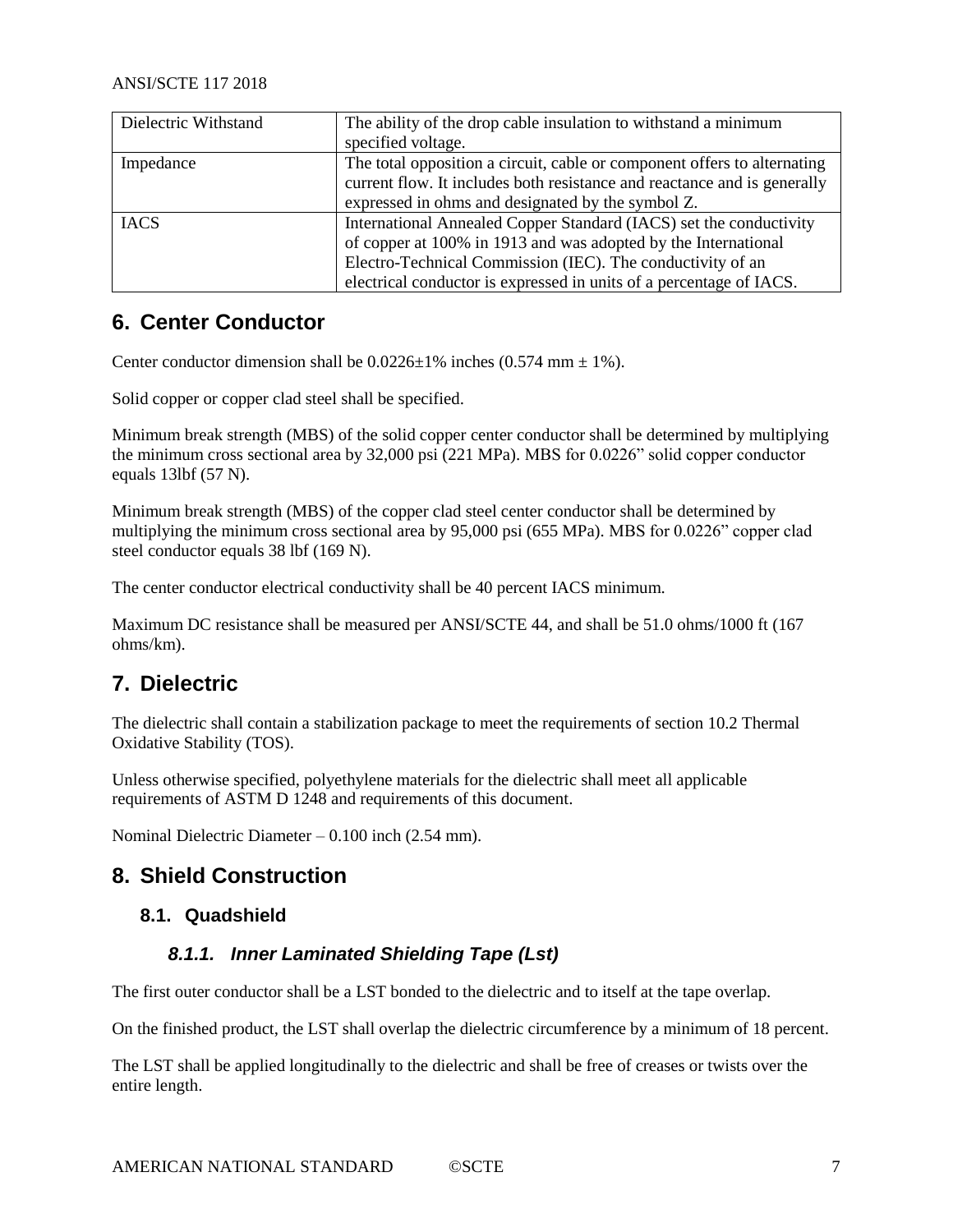| Dielectric Withstand | The ability of the drop cable insulation to withstand a minimum specified voltage. |
|---|---|
| Impedance | The total opposition a circuit, cable or component offers to alternating current flow. It includes both resistance and reactance and is generally expressed in ohms and designated by the symbol Z. |
| IACS | International Annealed Copper Standard (IACS) set the conductivity of copper at 100% in 1913 and was adopted by the International Electro-Technical Commission (IEC). The conductivity of an electrical conductor is expressed in units of a percentage of IACS. |

## 6. Center Conductor

Center conductor dimension shall be 0.0226±1% inches (0.574 mm ± 1%).

Solid copper or copper clad steel shall be specified.

Minimum break strength (MBS) of the solid copper center conductor shall be determined by multiplying the minimum cross sectional area by 32,000 psi (221 MPa). MBS for 0.0226" solid copper conductor equals 13lbf (57 N).

Minimum break strength (MBS) of the copper clad steel center conductor shall be determined by multiplying the minimum cross sectional area by 95,000 psi (655 MPa). MBS for 0.0226" copper clad steel conductor equals 38 lbf (169 N).

The center conductor electrical conductivity shall be 40 percent IACS minimum.

Maximum DC resistance shall be measured per ANSI/SCTE 44, and shall be 51.0 ohms/1000 ft (167 ohms/km).

## 7. Dielectric

The dielectric shall contain a stabilization package to meet the requirements of section 10.2 Thermal Oxidative Stability (TOS).

Unless otherwise specified, polyethylene materials for the dielectric shall meet all applicable requirements of ASTM D 1248 and requirements of this document.

Nominal Dielectric Diameter – 0.100 inch (2.54 mm).

## 8. Shield Construction

### 8.1. Quadshield

#### *8.1.1. Inner Laminated Shielding Tape (Lst)*

The first outer conductor shall be a LST bonded to the dielectric and to itself at the tape overlap.

On the finished product, the LST shall overlap the dielectric circumference by a minimum of 18 percent.

The LST shall be applied longitudinally to the dielectric and shall be free of creases or twists over the entire length.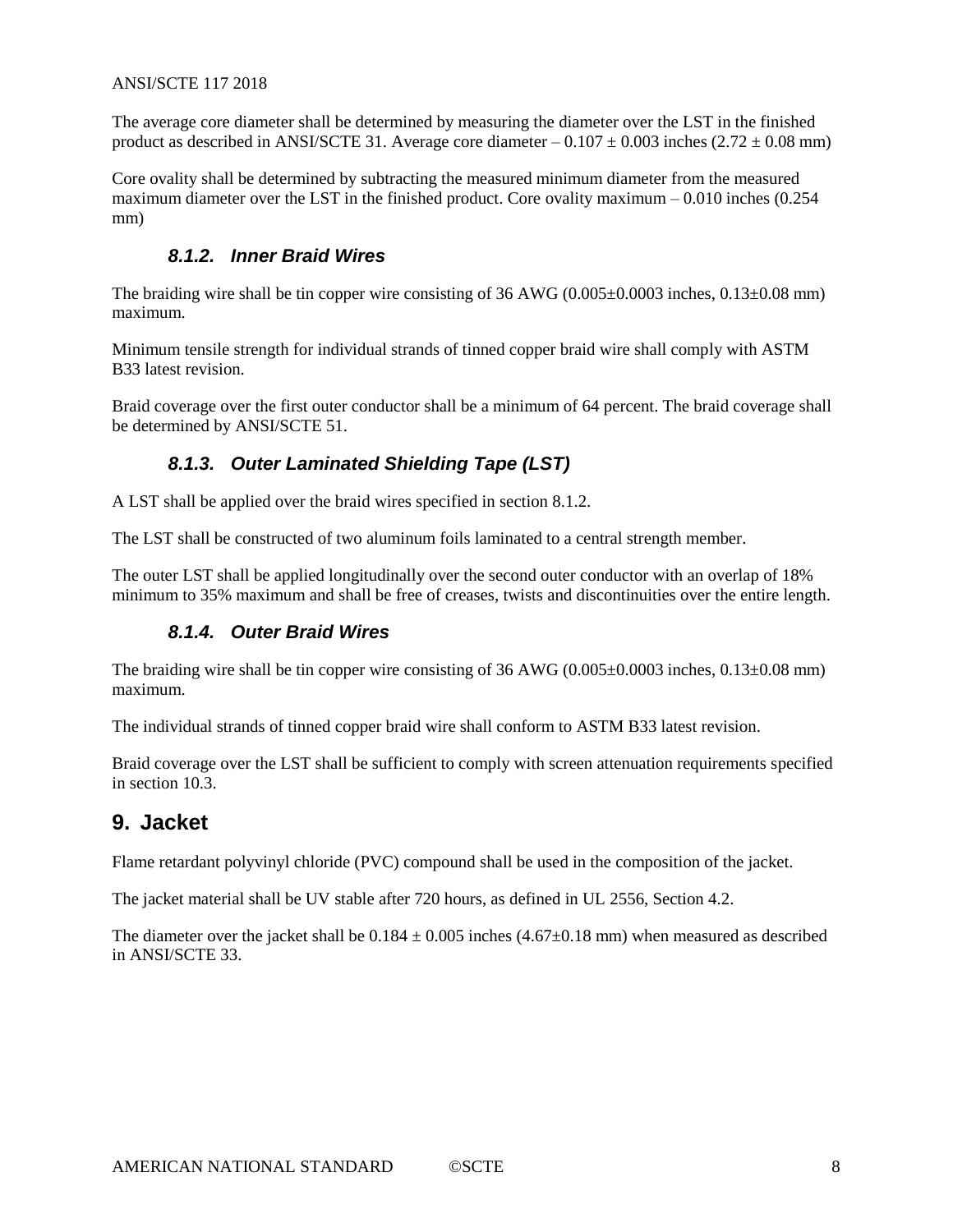The average core diameter shall be determined by measuring the diameter over the LST in the finished product as described in ANSI/SCTE 31. Average core diameter – 0.107 ± 0.003 inches (2.72 ± 0.08 mm)

Core ovality shall be determined by subtracting the measured minimum diameter from the measured maximum diameter over the LST in the finished product. Core ovality maximum – 0.010 inches (0.254 mm)

#### *8.1.2. Inner Braid Wires*

The braiding wire shall be tin copper wire consisting of 36 AWG (0.005±0.0003 inches, 0.13±0.08 mm) maximum.

Minimum tensile strength for individual strands of tinned copper braid wire shall comply with ASTM B33 latest revision.

Braid coverage over the first outer conductor shall be a minimum of 64 percent. The braid coverage shall be determined by ANSI/SCTE 51.

#### *8.1.3. Outer Laminated Shielding Tape (LST)*

A LST shall be applied over the braid wires specified in section 8.1.2.

The LST shall be constructed of two aluminum foils laminated to a central strength member.

The outer LST shall be applied longitudinally over the second outer conductor with an overlap of 18% minimum to 35% maximum and shall be free of creases, twists and discontinuities over the entire length.

#### *8.1.4. Outer Braid Wires*

The braiding wire shall be tin copper wire consisting of 36 AWG (0.005±0.0003 inches, 0.13±0.08 mm) maximum.

The individual strands of tinned copper braid wire shall conform to ASTM B33 latest revision.

Braid coverage over the LST shall be sufficient to comply with screen attenuation requirements specified in section 10.3.

## 9. Jacket

Flame retardant polyvinyl chloride (PVC) compound shall be used in the composition of the jacket.

The jacket material shall be UV stable after 720 hours, as defined in UL 2556, Section 4.2.

The diameter over the jacket shall be 0.184 ± 0.005 inches (4.67±0.18 mm) when measured as described in ANSI/SCTE 33.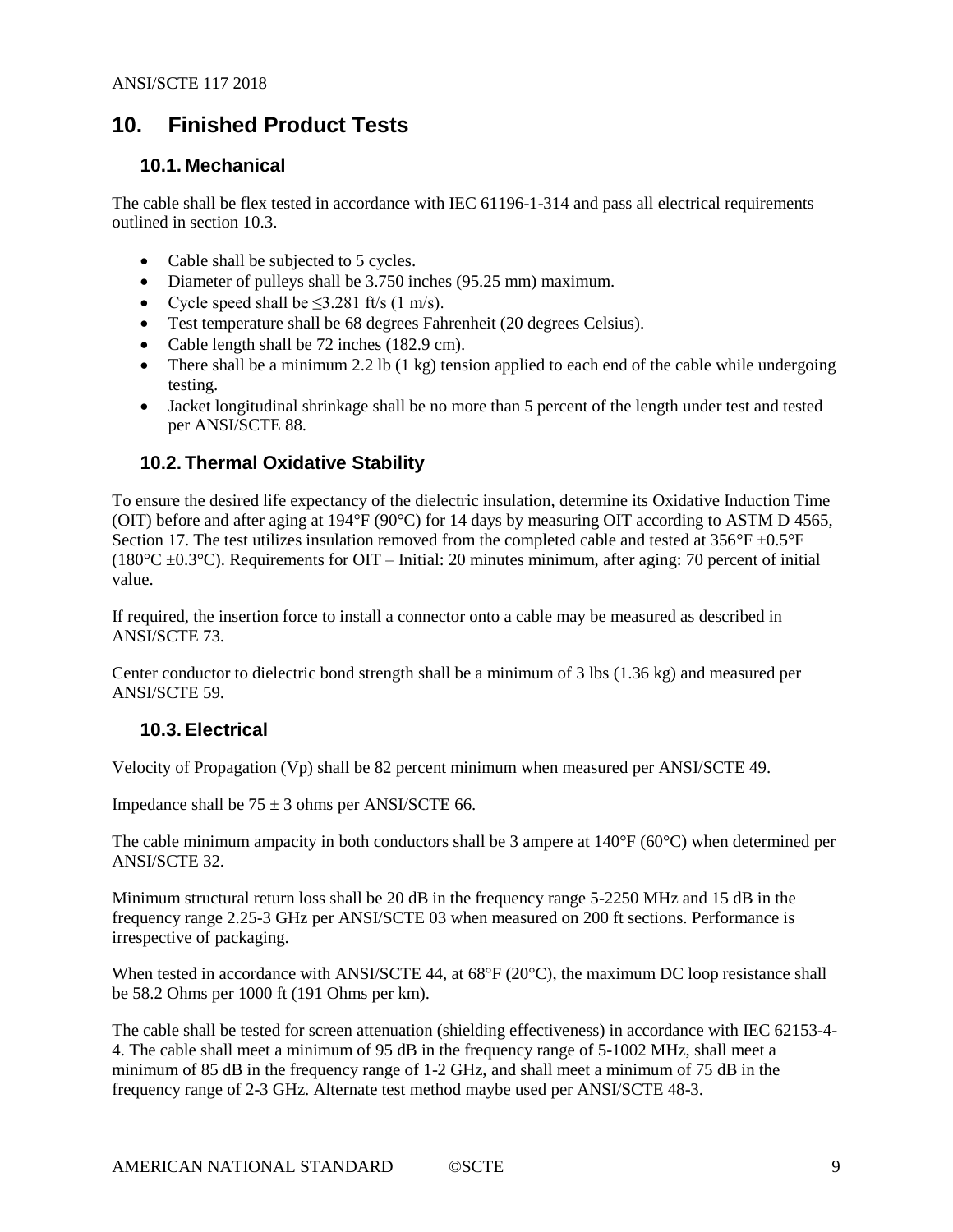## 10. Finished Product Tests

### 10.1. Mechanical

The cable shall be flex tested in accordance with IEC 61196-1-314 and pass all electrical requirements outlined in section 10.3.

- Cable shall be subjected to 5 cycles.
- Diameter of pulleys shall be 3.750 inches (95.25 mm) maximum.
- Cycle speed shall be ≤3.281 ft/s (1 m/s).
- Test temperature shall be 68 degrees Fahrenheit (20 degrees Celsius).
- Cable length shall be 72 inches (182.9 cm).
- There shall be a minimum 2.2 lb (1 kg) tension applied to each end of the cable while undergoing testing.
- Jacket longitudinal shrinkage shall be no more than 5 percent of the length under test and tested per ANSI/SCTE 88.

### 10.2. Thermal Oxidative Stability

To ensure the desired life expectancy of the dielectric insulation, determine its Oxidative Induction Time (OIT) before and after aging at 194°F (90°C) for 14 days by measuring OIT according to ASTM D 4565, Section 17. The test utilizes insulation removed from the completed cable and tested at 356°F ±0.5°F (180°C ±0.3°C). Requirements for OIT – Initial: 20 minutes minimum, after aging: 70 percent of initial value.

If required, the insertion force to install a connector onto a cable may be measured as described in ANSI/SCTE 73.

Center conductor to dielectric bond strength shall be a minimum of 3 lbs (1.36 kg) and measured per ANSI/SCTE 59.

### 10.3. Electrical

Velocity of Propagation (Vp) shall be 82 percent minimum when measured per ANSI/SCTE 49.

Impedance shall be 75 ± 3 ohms per ANSI/SCTE 66.

The cable minimum ampacity in both conductors shall be 3 ampere at 140°F (60°C) when determined per ANSI/SCTE 32.

Minimum structural return loss shall be 20 dB in the frequency range 5-2250 MHz and 15 dB in the frequency range 2.25-3 GHz per ANSI/SCTE 03 when measured on 200 ft sections. Performance is irrespective of packaging.

When tested in accordance with ANSI/SCTE 44, at 68°F (20°C), the maximum DC loop resistance shall be 58.2 Ohms per 1000 ft (191 Ohms per km).

The cable shall be tested for screen attenuation (shielding effectiveness) in accordance with IEC 62153-4-4. The cable shall meet a minimum of 95 dB in the frequency range of 5-1002 MHz, shall meet a minimum of 85 dB in the frequency range of 1-2 GHz, and shall meet a minimum of 75 dB in the frequency range of 2-3 GHz. Alternate test method maybe used per ANSI/SCTE 48-3.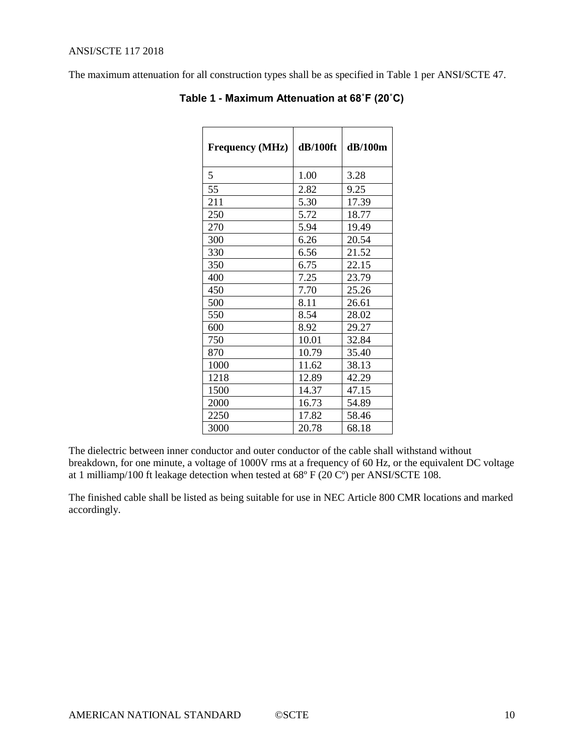The maximum attenuation for all construction types shall be as specified in Table 1 per ANSI/SCTE 47.

**Table 1 - Maximum Attenuation at 68˚F (20˚C)**

| Frequency (MHz) | dB/100ft | dB/100m |
|---|---|---|
| 5 | 1.00 | 3.28 |
| 55 | 2.82 | 9.25 |
| 211 | 5.30 | 17.39 |
| 250 | 5.72 | 18.77 |
| 270 | 5.94 | 19.49 |
| 300 | 6.26 | 20.54 |
| 330 | 6.56 | 21.52 |
| 350 | 6.75 | 22.15 |
| 400 | 7.25 | 23.79 |
| 450 | 7.70 | 25.26 |
| 500 | 8.11 | 26.61 |
| 550 | 8.54 | 28.02 |
| 600 | 8.92 | 29.27 |
| 750 | 10.01 | 32.84 |
| 870 | 10.79 | 35.40 |
| 1000 | 11.62 | 38.13 |
| 1218 | 12.89 | 42.29 |
| 1500 | 14.37 | 47.15 |
| 2000 | 16.73 | 54.89 |
| 2250 | 17.82 | 58.46 |
| 3000 | 20.78 | 68.18 |

The dielectric between inner conductor and outer conductor of the cable shall withstand without breakdown, for one minute, a voltage of 1000V rms at a frequency of 60 Hz, or the equivalent DC voltage at 1 milliamp/100 ft leakage detection when tested at 68º F (20 Cº) per ANSI/SCTE 108.

The finished cable shall be listed as being suitable for use in NEC Article 800 CMR locations and marked accordingly.